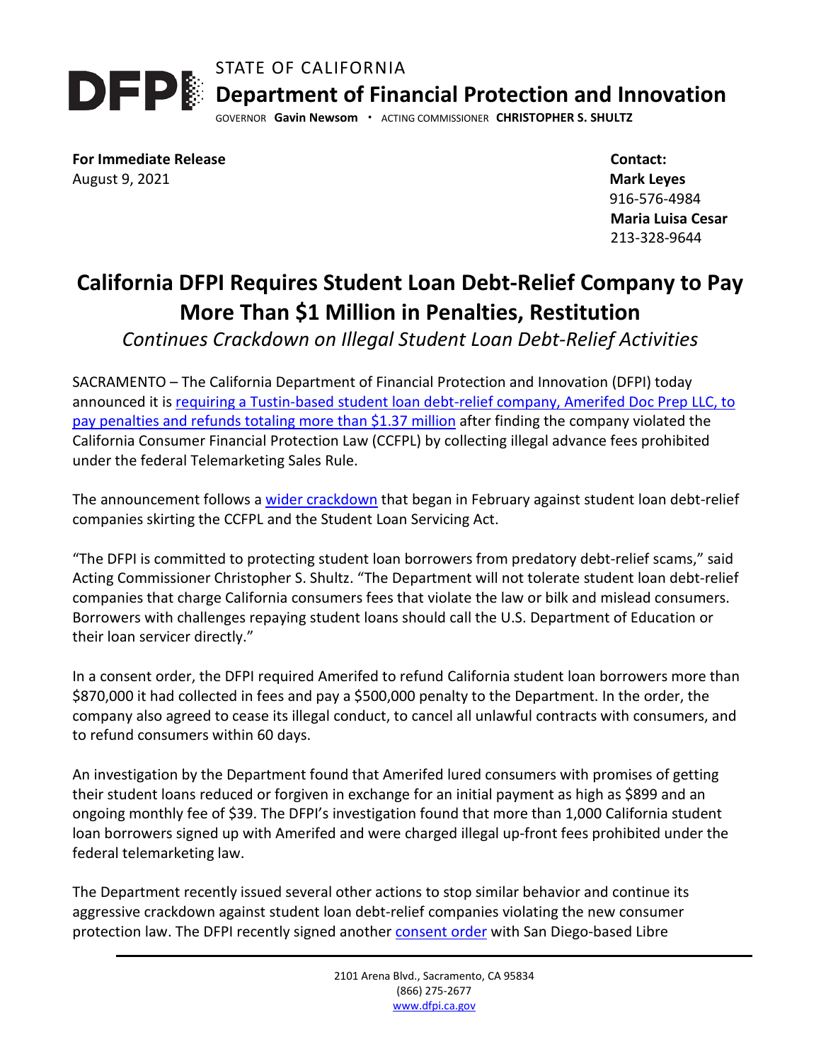STATE OF CALIFORNIA
**Department of Financial Protection and Innovation**
GOVERNOR **Gavin Newsom** · ACTING COMMISSIONER **CHRISTOPHER S. SHULTZ**

**For Immediate Release**
August 9, 2021

**Contact:**
**Mark Leyes**
916-576-4984
**Maria Luisa Cesar**
213-328-9644

# California DFPI Requires Student Loan Debt-Relief Company to Pay More Than $1 Million in Penalties, Restitution

*Continues Crackdown on Illegal Student Loan Debt-Relief Activities*

SACRAMENTO – The California Department of Financial Protection and Innovation (DFPI) today announced it is requiring a Tustin-based student loan debt-relief company, Amerifed Doc Prep LLC, to pay penalties and refunds totaling more than $1.37 million after finding the company violated the California Consumer Financial Protection Law (CCFPL) by collecting illegal advance fees prohibited under the federal Telemarketing Sales Rule.

The announcement follows a wider crackdown that began in February against student loan debt-relief companies skirting the CCFPL and the Student Loan Servicing Act.

"The DFPI is committed to protecting student loan borrowers from predatory debt-relief scams," said Acting Commissioner Christopher S. Shultz. "The Department will not tolerate student loan debt-relief companies that charge California consumers fees that violate the law or bilk and mislead consumers. Borrowers with challenges repaying student loans should call the U.S. Department of Education or their loan servicer directly."

In a consent order, the DFPI required Amerifed to refund California student loan borrowers more than $870,000 it had collected in fees and pay a $500,000 penalty to the Department. In the order, the company also agreed to cease its illegal conduct, to cancel all unlawful contracts with consumers, and to refund consumers within 60 days.

An investigation by the Department found that Amerifed lured consumers with promises of getting their student loans reduced or forgiven in exchange for an initial payment as high as $899 and an ongoing monthly fee of $39. The DFPI's investigation found that more than 1,000 California student loan borrowers signed up with Amerifed and were charged illegal up-front fees prohibited under the federal telemarketing law.

The Department recently issued several other actions to stop similar behavior and continue its aggressive crackdown against student loan debt-relief companies violating the new consumer protection law. The DFPI recently signed another consent order with San Diego-based Libre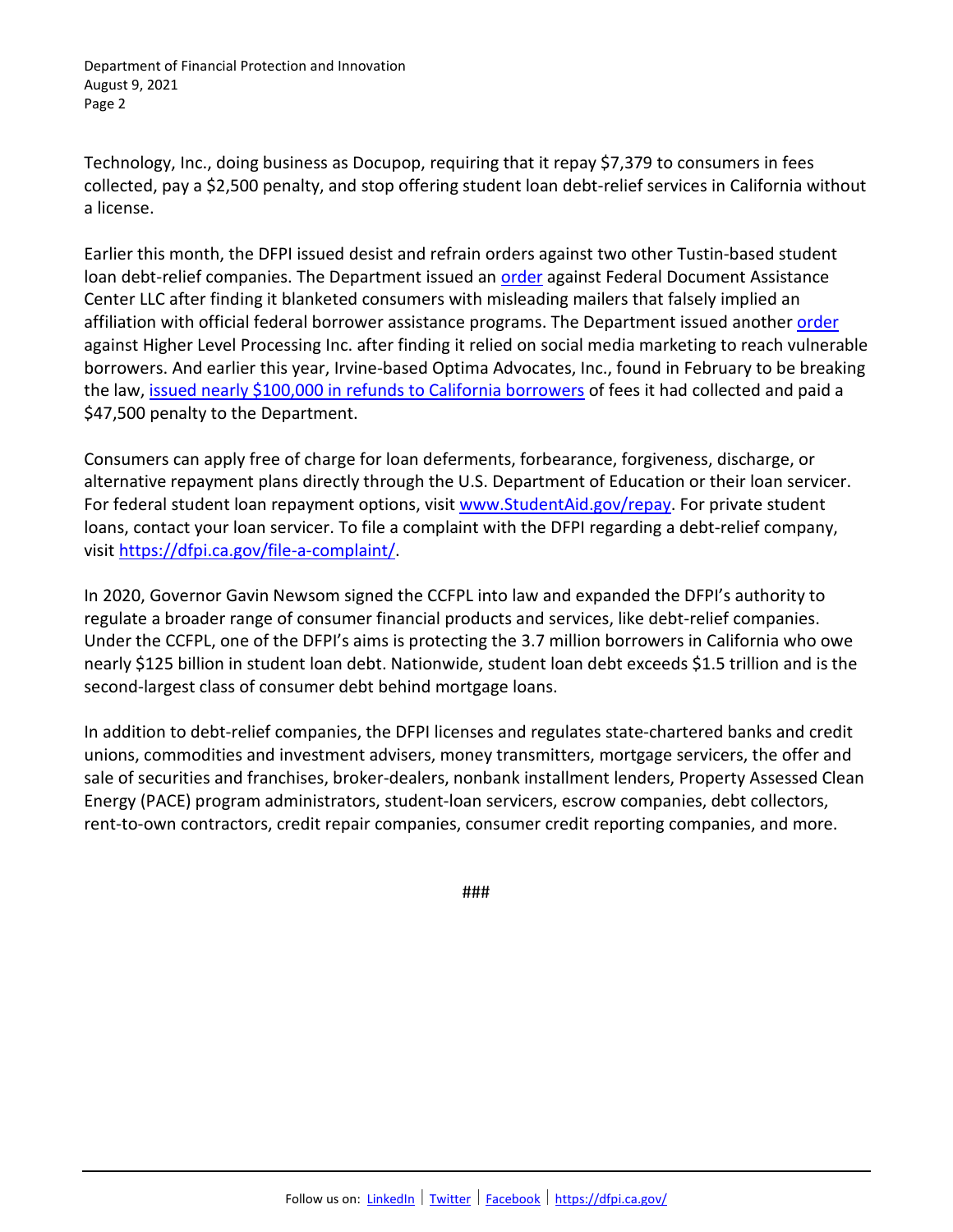Technology, Inc., doing business as Docupop, requiring that it repay $7,379 to consumers in fees collected, pay a $2,500 penalty, and stop offering student loan debt-relief services in California without a license.

Earlier this month, the DFPI issued desist and refrain orders against two other Tustin-based student loan debt-relief companies. The Department issued an order against Federal Document Assistance Center LLC after finding it blanketed consumers with misleading mailers that falsely implied an affiliation with official federal borrower assistance programs. The Department issued another order against Higher Level Processing Inc. after finding it relied on social media marketing to reach vulnerable borrowers. And earlier this year, Irvine-based Optima Advocates, Inc., found in February to be breaking the law, issued nearly $100,000 in refunds to California borrowers of fees it had collected and paid a $47,500 penalty to the Department.

Consumers can apply free of charge for loan deferments, forbearance, forgiveness, discharge, or alternative repayment plans directly through the U.S. Department of Education or their loan servicer. For federal student loan repayment options, visit www.StudentAid.gov/repay. For private student loans, contact your loan servicer. To file a complaint with the DFPI regarding a debt-relief company, visit https://dfpi.ca.gov/file-a-complaint/.

In 2020, Governor Gavin Newsom signed the CCFPL into law and expanded the DFPI's authority to regulate a broader range of consumer financial products and services, like debt-relief companies. Under the CCFPL, one of the DFPI's aims is protecting the 3.7 million borrowers in California who owe nearly $125 billion in student loan debt. Nationwide, student loan debt exceeds $1.5 trillion and is the second-largest class of consumer debt behind mortgage loans.

In addition to debt-relief companies, the DFPI licenses and regulates state-chartered banks and credit unions, commodities and investment advisers, money transmitters, mortgage servicers, the offer and sale of securities and franchises, broker-dealers, nonbank installment lenders, Property Assessed Clean Energy (PACE) program administrators, student-loan servicers, escrow companies, debt collectors, rent-to-own contractors, credit repair companies, consumer credit reporting companies, and more.

###

Follow us on: LinkedIn | Twitter | Facebook | https://dfpi.ca.gov/